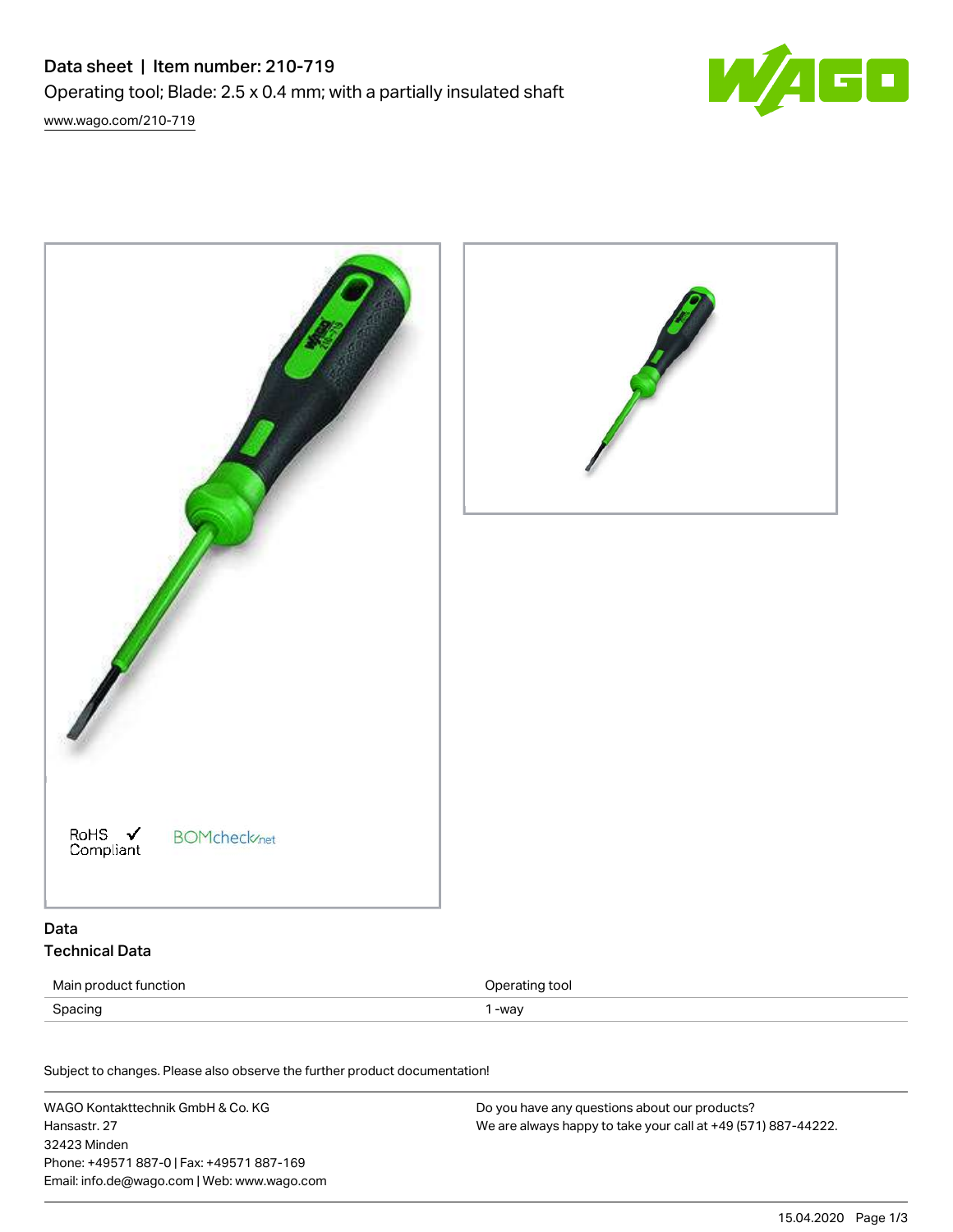# Data sheet | Item number: 210-719

Operating tool; Blade: 2.5 x 0.4 mm; with a partially insulated shaft

www.wago.com/210-719

RoHS ✓ Compliant

BOMcheck.net

## Data

### Technical Data

| | |
|---|---|
| Main product function | Operating tool |
| Spacing | 1 -way |

Subject to changes. Please also observe the further product documentation!

WAGO Kontakttechnik GmbH & Co. KG
Hansastr. 27
32423 Minden
Phone: +49571 887-0 | Fax: +49571 887-169
Email: info.de@wago.com | Web: www.wago.com

Do you have any questions about our products?
We are always happy to take your call at +49 (571) 887-44222.

15.04.2020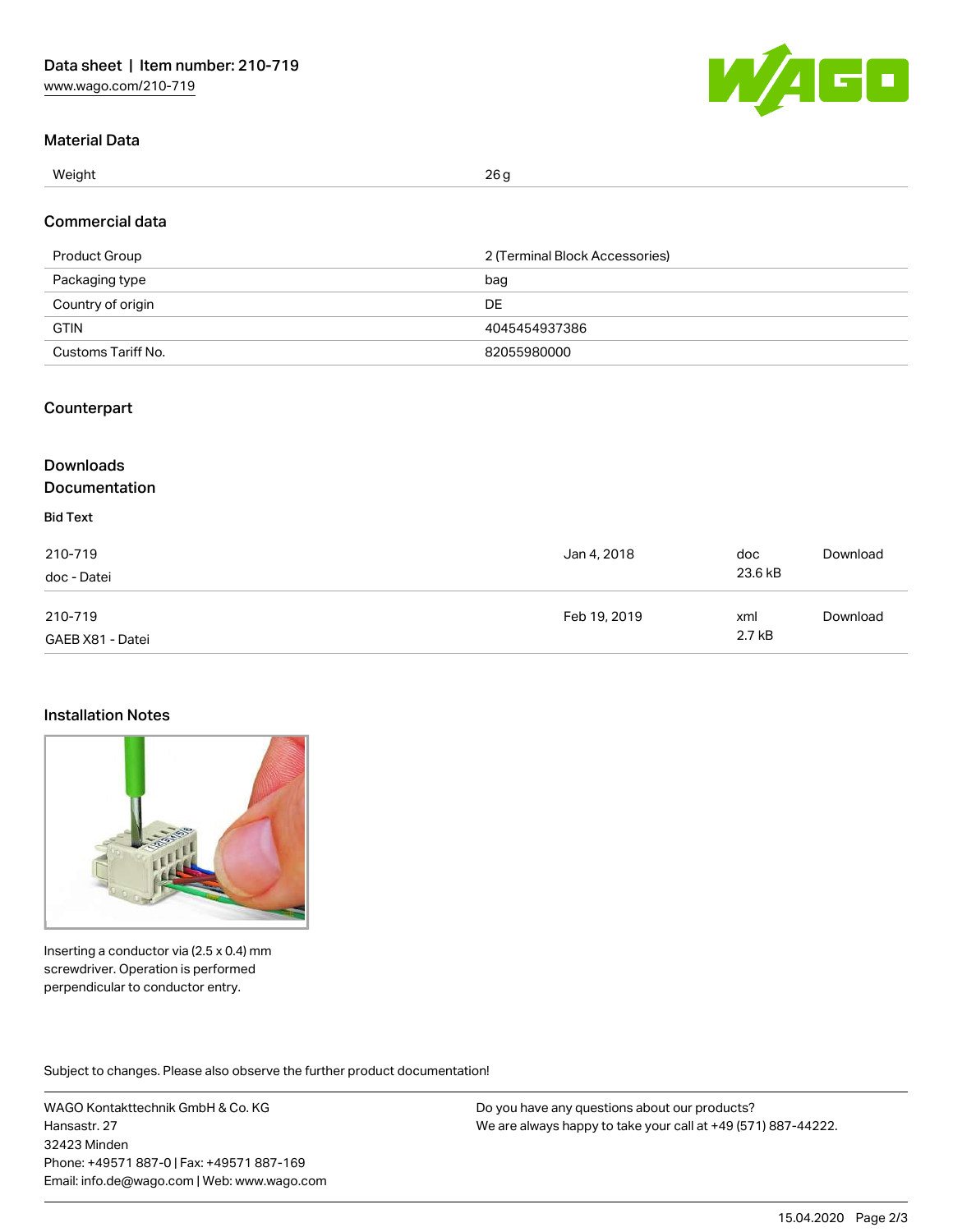## Material Data

| Weight | 26 g |
| --- | --- |

## Commercial data

| Product Group | 2 (Terminal Block Accessories) |
| --- | --- |
| Packaging type | bag |
| Country of origin | DE |
| GTIN | 4045454937386 |
| Customs Tariff No. | 82055980000 |

## Counterpart

## Downloads

## Documentation

**Bid Text**

| | | | |
| --- | --- | --- | --- |
| 210-719<br>doc - Datei | Jan 4, 2018 | doc<br>23.6 kB | Download |
| 210-719<br>GAEB X81 - Datei | Feb 19, 2019 | xml<br>2.7 kB | Download |

## Installation Notes

Inserting a conductor via (2.5 x 0.4) mm screwdriver. Operation is performed perpendicular to conductor entry.

Subject to changes. Please also observe the further product documentation!

WAGO Kontakttechnik GmbH & Co. KG
Hansastr. 27
32423 Minden
Phone: +49571 887-0 | Fax: +49571 887-169
Email: info.de@wago.com | Web: www.wago.com

Do you have any questions about our products?
We are always happy to take your call at +49 (571) 887-44222.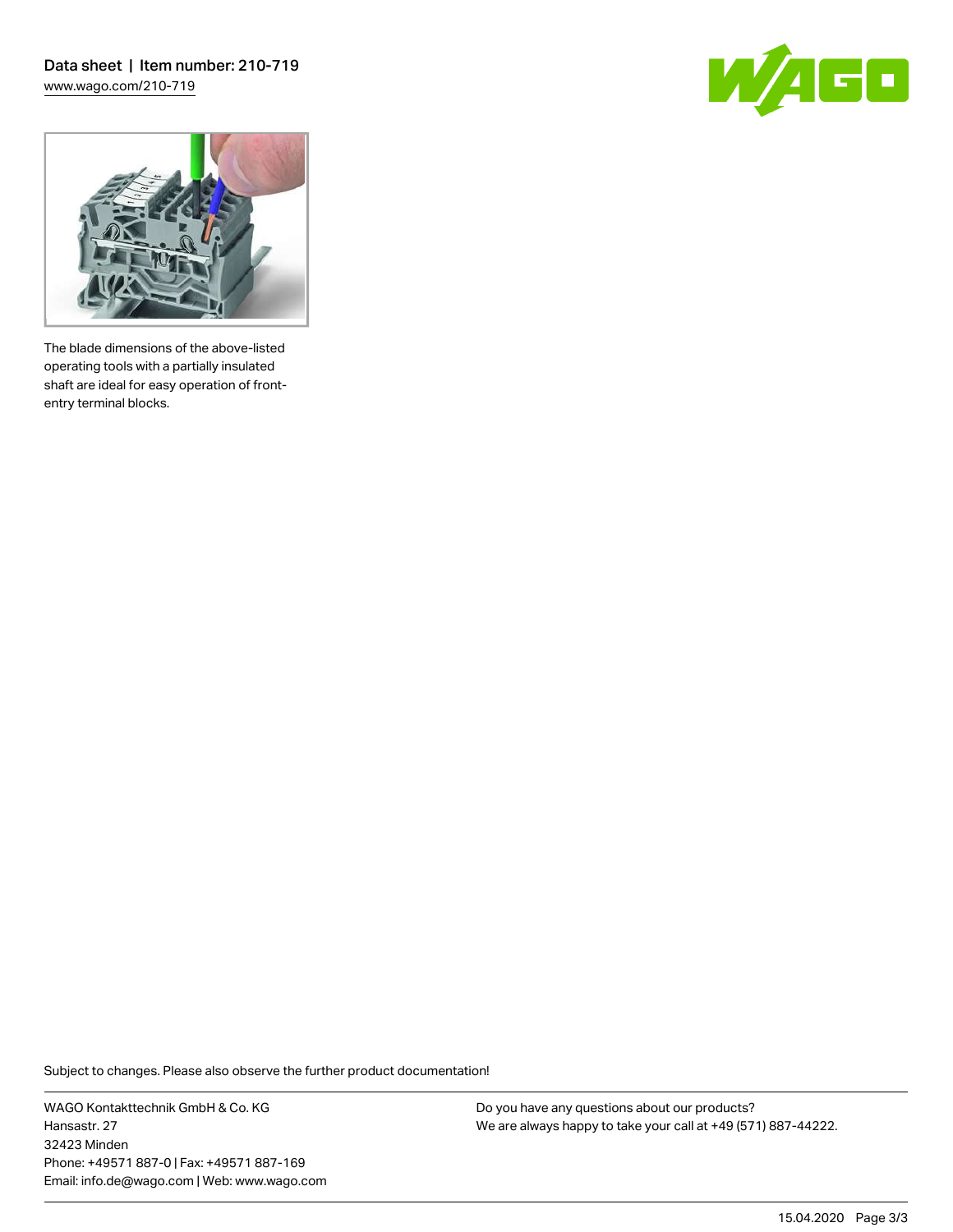The blade dimensions of the above-listed operating tools with a partially insulated shaft are ideal for easy operation of front-entry terminal blocks.

Subject to changes. Please also observe the further product documentation!

WAGO Kontakttechnik GmbH & Co. KG
Hansastr. 27
32423 Minden
Phone: +49571 887-0 | Fax: +49571 887-169
Email: info.de@wago.com | Web: www.wago.com

Do you have any questions about our products?
We are always happy to take your call at +49 (571) 887-44222.